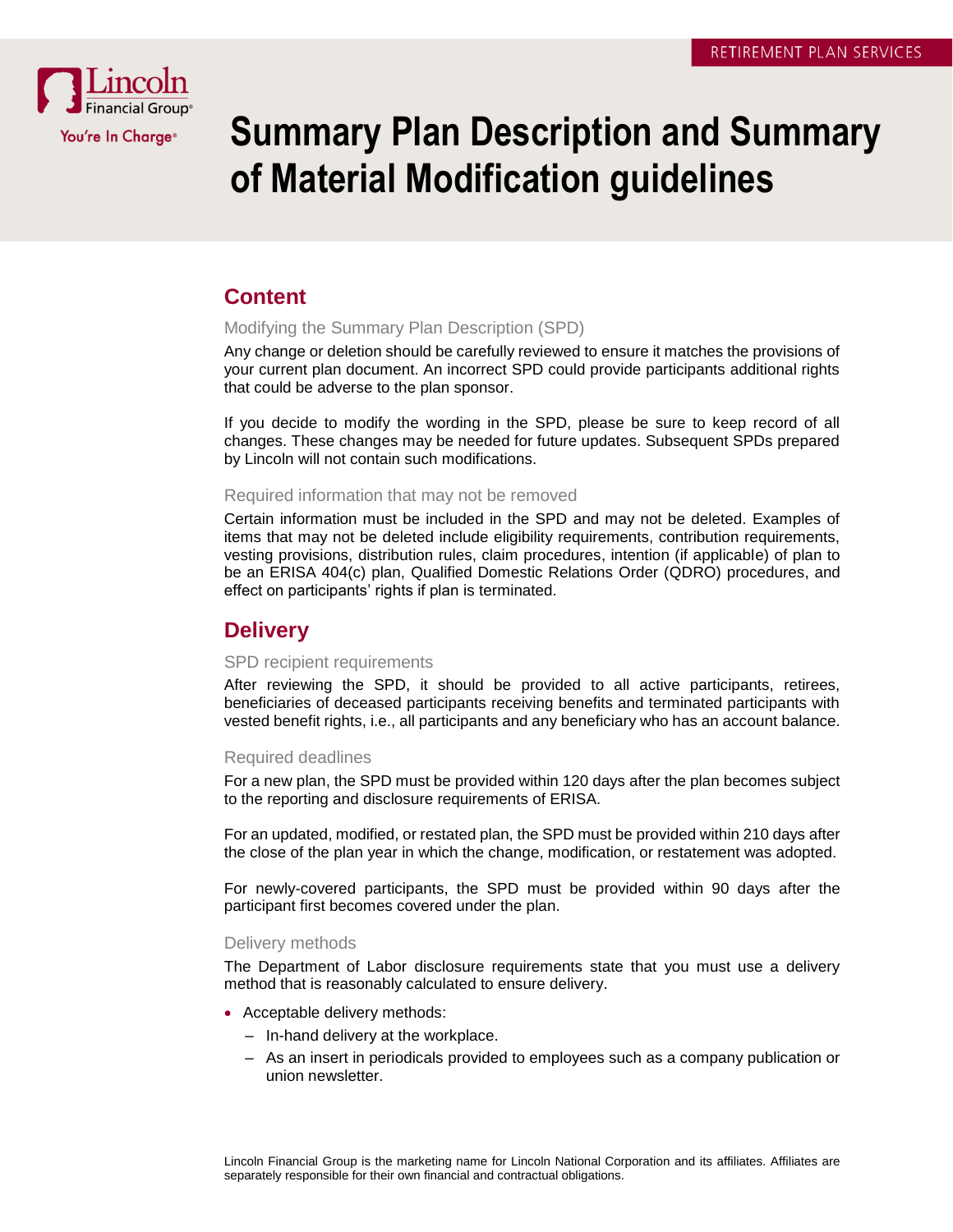# Summary Plan Description and Summary of Material Modification guidelines

## Content

### Modifying the Summary Plan Description (SPD)

Any change or deletion should be carefully reviewed to ensure it matches the provisions of your current plan document. An incorrect SPD could provide participants additional rights that could be adverse to the plan sponsor.

If you decide to modify the wording in the SPD, please be sure to keep record of all changes. These changes may be needed for future updates. Subsequent SPDs prepared by Lincoln will not contain such modifications.

### Required information that may not be removed

Certain information must be included in the SPD and may not be deleted. Examples of items that may not be deleted include eligibility requirements, contribution requirements, vesting provisions, distribution rules, claim procedures, intention (if applicable) of plan to be an ERISA 404(c) plan, Qualified Domestic Relations Order (QDRO) procedures, and effect on participants' rights if plan is terminated.

## Delivery

### SPD recipient requirements

After reviewing the SPD, it should be provided to all active participants, retirees, beneficiaries of deceased participants receiving benefits and terminated participants with vested benefit rights, i.e., all participants and any beneficiary who has an account balance.

### Required deadlines

For a new plan, the SPD must be provided within 120 days after the plan becomes subject to the reporting and disclosure requirements of ERISA.

For an updated, modified, or restated plan, the SPD must be provided within 210 days after the close of the plan year in which the change, modification, or restatement was adopted.

For newly-covered participants, the SPD must be provided within 90 days after the participant first becomes covered under the plan.

### Delivery methods

The Department of Labor disclosure requirements state that you must use a delivery method that is reasonably calculated to ensure delivery.

- Acceptable delivery methods:
  - In-hand delivery at the workplace.
  - As an insert in periodicals provided to employees such as a company publication or union newsletter.

Lincoln Financial Group is the marketing name for Lincoln National Corporation and its affiliates. Affiliates are separately responsible for their own financial and contractual obligations.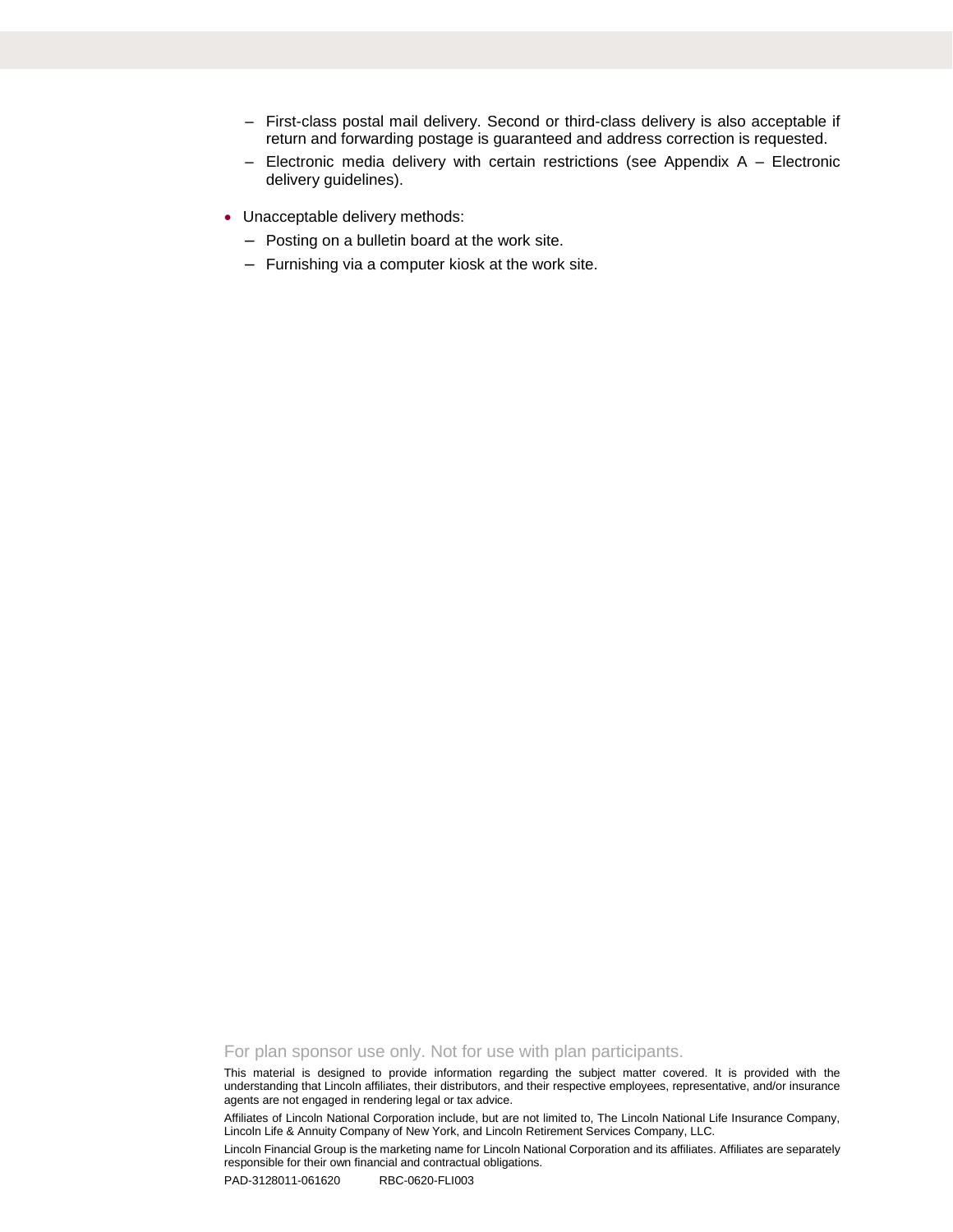- First-class postal mail delivery. Second or third-class delivery is also acceptable if return and forwarding postage is guaranteed and address correction is requested.
- Electronic media delivery with certain restrictions (see Appendix A – Electronic delivery guidelines).

- Unacceptable delivery methods:
  - Posting on a bulletin board at the work site.
  - Furnishing via a computer kiosk at the work site.

For plan sponsor use only. Not for use with plan participants.

This material is designed to provide information regarding the subject matter covered. It is provided with the understanding that Lincoln affiliates, their distributors, and their respective employees, representative, and/or insurance agents are not engaged in rendering legal or tax advice.

Affiliates of Lincoln National Corporation include, but are not limited to, The Lincoln National Life Insurance Company, Lincoln Life & Annuity Company of New York, and Lincoln Retirement Services Company, LLC.

Lincoln Financial Group is the marketing name for Lincoln National Corporation and its affiliates. Affiliates are separately responsible for their own financial and contractual obligations.

PAD-3128011-061620 RBC-0620-FLI003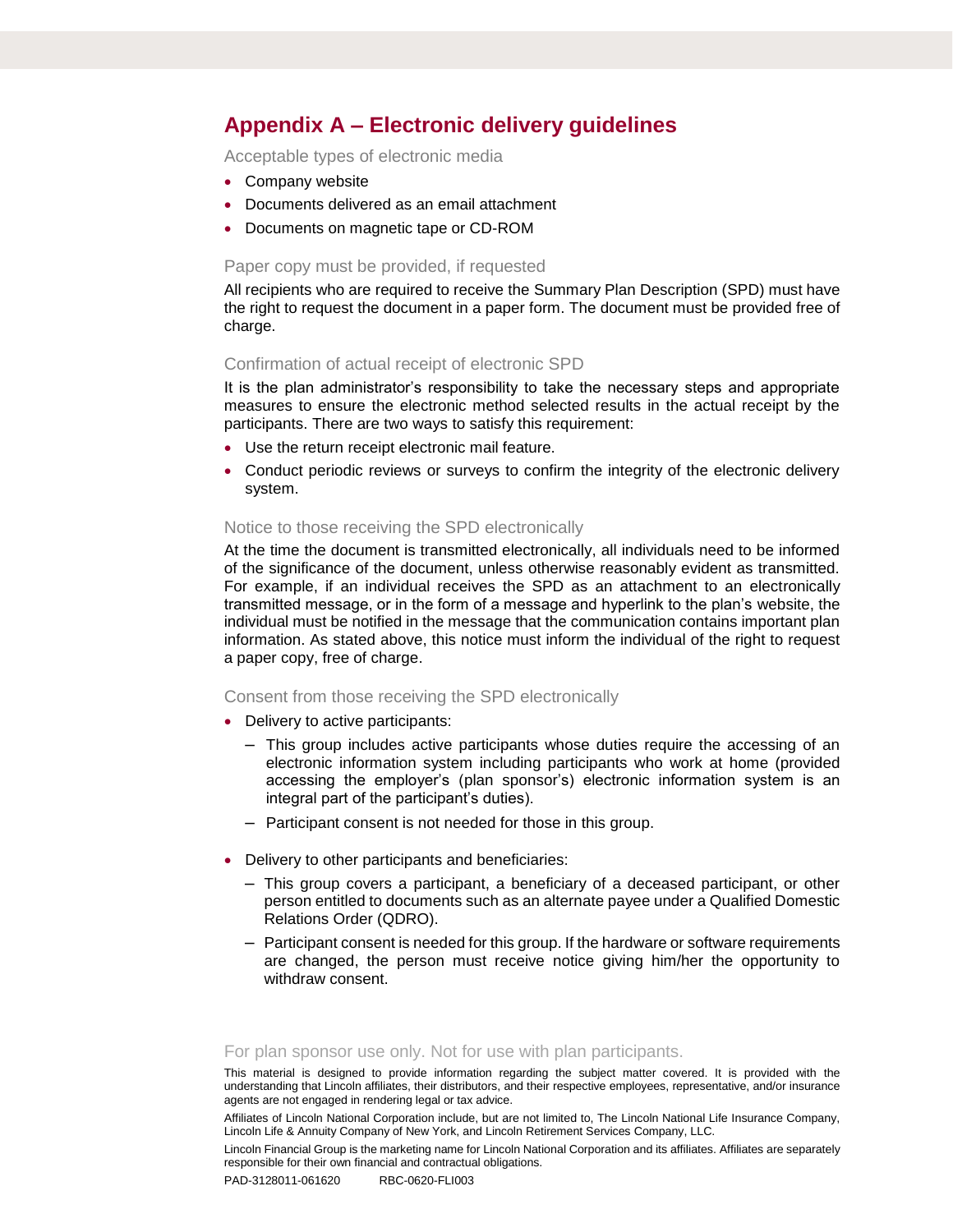# Appendix A – Electronic delivery guidelines

### Acceptable types of electronic media

- Company website
- Documents delivered as an email attachment
- Documents on magnetic tape or CD-ROM

### Paper copy must be provided, if requested

All recipients who are required to receive the Summary Plan Description (SPD) must have the right to request the document in a paper form. The document must be provided free of charge.

### Confirmation of actual receipt of electronic SPD

It is the plan administrator's responsibility to take the necessary steps and appropriate measures to ensure the electronic method selected results in the actual receipt by the participants. There are two ways to satisfy this requirement:

- Use the return receipt electronic mail feature.
- Conduct periodic reviews or surveys to confirm the integrity of the electronic delivery system.

### Notice to those receiving the SPD electronically

At the time the document is transmitted electronically, all individuals need to be informed of the significance of the document, unless otherwise reasonably evident as transmitted. For example, if an individual receives the SPD as an attachment to an electronically transmitted message, or in the form of a message and hyperlink to the plan's website, the individual must be notified in the message that the communication contains important plan information. As stated above, this notice must inform the individual of the right to request a paper copy, free of charge.

### Consent from those receiving the SPD electronically

- Delivery to active participants:
  - This group includes active participants whose duties require the accessing of an electronic information system including participants who work at home (provided accessing the employer's (plan sponsor's) electronic information system is an integral part of the participant's duties).
  - Participant consent is not needed for those in this group.

- Delivery to other participants and beneficiaries:
  - This group covers a participant, a beneficiary of a deceased participant, or other person entitled to documents such as an alternate payee under a Qualified Domestic Relations Order (QDRO).
  - Participant consent is needed for this group. If the hardware or software requirements are changed, the person must receive notice giving him/her the opportunity to withdraw consent.

For plan sponsor use only. Not for use with plan participants.

This material is designed to provide information regarding the subject matter covered. It is provided with the understanding that Lincoln affiliates, their distributors, and their respective employees, representative, and/or insurance agents are not engaged in rendering legal or tax advice.

Affiliates of Lincoln National Corporation include, but are not limited to, The Lincoln National Life Insurance Company, Lincoln Life & Annuity Company of New York, and Lincoln Retirement Services Company, LLC.

Lincoln Financial Group is the marketing name for Lincoln National Corporation and its affiliates. Affiliates are separately responsible for their own financial and contractual obligations.

PAD-3128011-061620 RBC-0620-FLI003